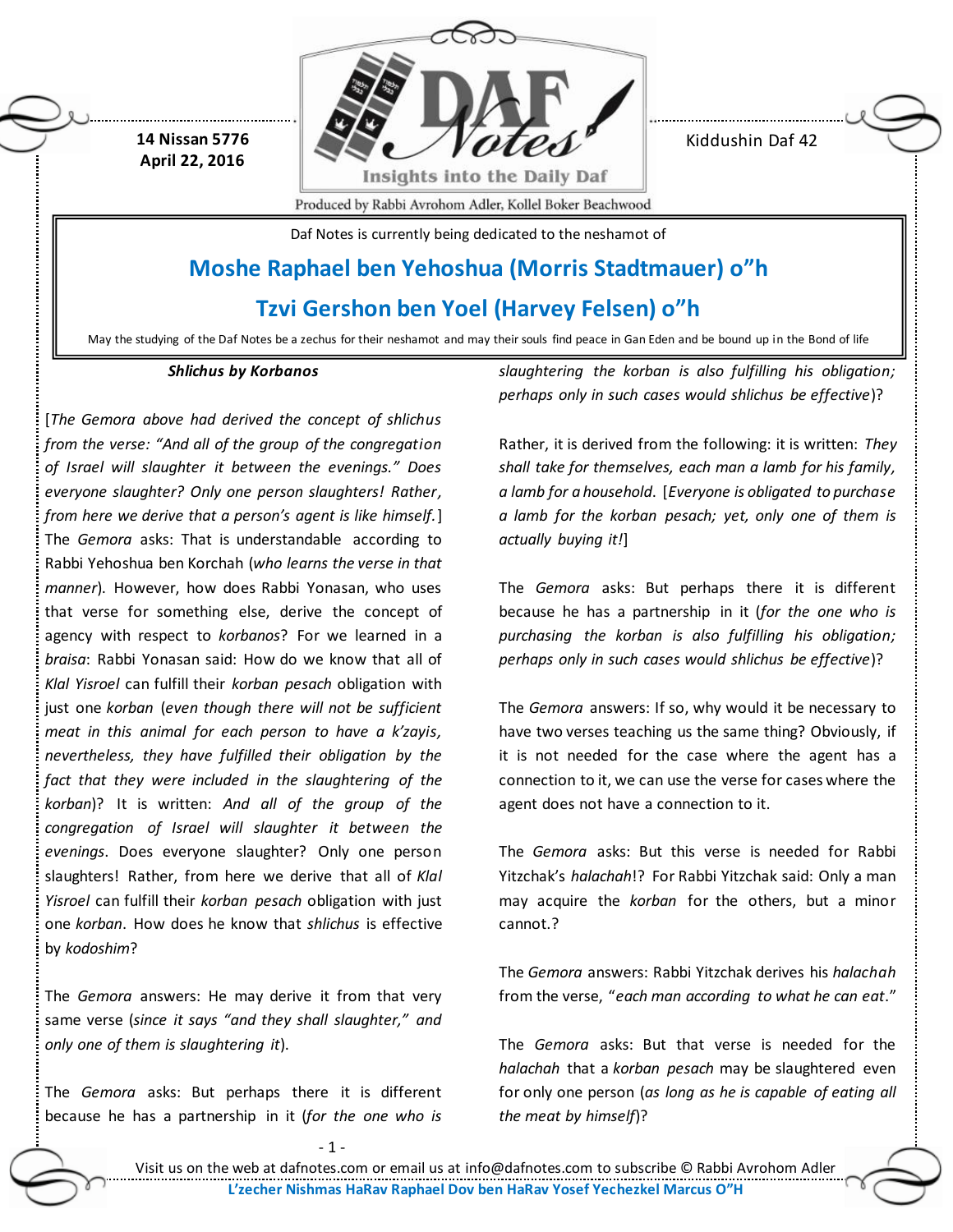14 Nissan 5776
April 22, 2016

Kiddushin Daf 42

Daf Notes is currently being dedicated to the neshamot of

## Moshe Raphael ben Yehoshua (Morris Stadtmauer) o"h

## Tzvi Gershon ben Yoel (Harvey Felsen) o"h

May the studying of the Daf Notes be a zechus for their neshamot and may their souls find peace in Gan Eden and be bound up in the Bond of life

### *Shlichus by Korbanos*

[*The Gemora above had derived the concept of shlichus from the verse: "And all of the group of the congregation of Israel will slaughter it between the evenings." Does everyone slaughter? Only one person slaughters! Rather, from here we derive that a person's agent is like himself.*] The *Gemora* asks: That is understandable according to Rabbi Yehoshua ben Korchah (*who learns the verse in that manner*). However, how does Rabbi Yonasan, who uses that verse for something else, derive the concept of agency with respect to *korbanos*? For we learned in a *braisa*: Rabbi Yonasan said: How do we know that all of *Klal Yisroel* can fulfill their *korban pesach* obligation with just one *korban* (*even though there will not be sufficient meat in this animal for each person to have a k'zayis, nevertheless, they have fulfilled their obligation by the fact that they were included in the slaughtering of the korban*)? It is written: *And all of the group of the congregation of Israel will slaughter it between the evenings*. Does everyone slaughter? Only one person slaughters! Rather, from here we derive that all of *Klal Yisroel* can fulfill their *korban pesach* obligation with just one *korban*. How does he know that *shlichus* is effective by *kodoshim*?

The *Gemora* answers: He may derive it from that very same verse (*since it says "and they shall slaughter," and only one of them is slaughtering it*).

The *Gemora* asks: But perhaps there it is different because he has a partnership in it (*for the one who is slaughtering the korban is also fulfilling his obligation; perhaps only in such cases would shlichus be effective*)?

Rather, it is derived from the following: it is written: *They shall take for themselves, each man a lamb for his family, a lamb for a household.* [*Everyone is obligated to purchase a lamb for the korban pesach; yet, only one of them is actually buying it!*]

The *Gemora* asks: But perhaps there it is different because he has a partnership in it (*for the one who is purchasing the korban is also fulfilling his obligation; perhaps only in such cases would shlichus be effective*)?

The *Gemora* answers: If so, why would it be necessary to have two verses teaching us the same thing? Obviously, if it is not needed for the case where the agent has a connection to it, we can use the verse for cases where the agent does not have a connection to it.

The *Gemora* asks: But this verse is needed for Rabbi Yitzchak's *halachah*!? For Rabbi Yitzchak said: Only a man may acquire the *korban* for the others, but a minor cannot.?

The *Gemora* answers: Rabbi Yitzchak derives his *halachah* from the verse, "*each man according to what he can eat*."

The *Gemora* asks: But that verse is needed for the *halachah* that a *korban pesach* may be slaughtered even for only one person (*as long as he is capable of eating all the meat by himself*)?

Visit us on the web at dafnotes.com or email us at info@dafnotes.com to subscribe © Rabbi Avrohom Adler

L'zecher Nishmas HaRav Raphael Dov ben HaRav Yosef Yechezkel Marcus O"H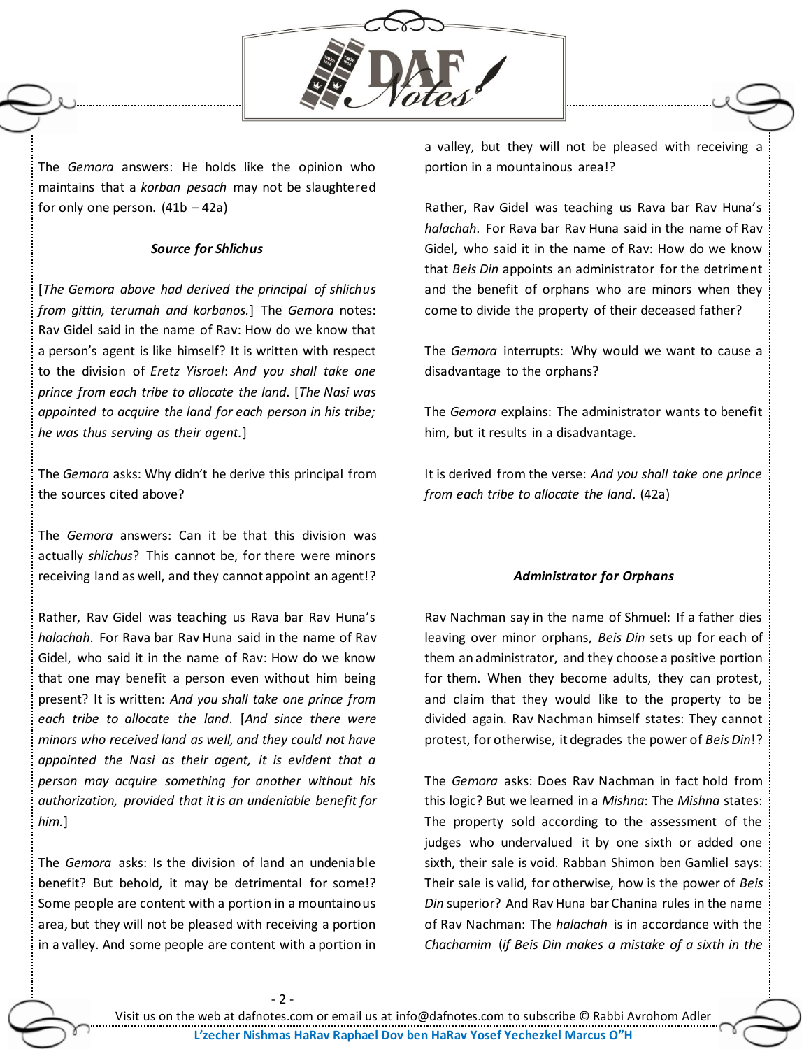The *Gemora* answers: He holds like the opinion who maintains that a *korban pesach* may not be slaughtered for only one person. (41b – 42a)

***Source for Shlichus***

[*The Gemora above had derived the principal of shlichus from gittin, terumah and korbanos.*] The *Gemora* notes: Rav Gidel said in the name of Rav: How do we know that a person's agent is like himself? It is written with respect to the division of *Eretz Yisroel*: *And you shall take one prince from each tribe to allocate the land*. [*The Nasi was appointed to acquire the land for each person in his tribe; he was thus serving as their agent.*]

The *Gemora* asks: Why didn't he derive this principal from the sources cited above?

The *Gemora* answers: Can it be that this division was actually *shlichus*? This cannot be, for there were minors receiving land as well, and they cannot appoint an agent!?

Rather, Rav Gidel was teaching us Rava bar Rav Huna's *halachah*. For Rava bar Rav Huna said in the name of Rav Gidel, who said it in the name of Rav: How do we know that one may benefit a person even without him being present? It is written: *And you shall take one prince from each tribe to allocate the land*. [*And since there were minors who received land as well, and they could not have appointed the Nasi as their agent, it is evident that a person may acquire something for another without his authorization, provided that it is an undeniable benefit for him.*]

The *Gemora* asks: Is the division of land an undeniable benefit? But behold, it may be detrimental for some!? Some people are content with a portion in a mountainous area, but they will not be pleased with receiving a portion in a valley. And some people are content with a portion in a valley, but they will not be pleased with receiving a portion in a mountainous area!?

Rather, Rav Gidel was teaching us Rava bar Rav Huna's *halachah*. For Rava bar Rav Huna said in the name of Rav Gidel, who said it in the name of Rav: How do we know that *Beis Din* appoints an administrator for the detriment and the benefit of orphans who are minors when they come to divide the property of their deceased father?

The *Gemora* interrupts: Why would we want to cause a disadvantage to the orphans?

The *Gemora* explains: The administrator wants to benefit him, but it results in a disadvantage.

It is derived from the verse: *And you shall take one prince from each tribe to allocate the land*. (42a)

***Administrator for Orphans***

Rav Nachman say in the name of Shmuel: If a father dies leaving over minor orphans, *Beis Din* sets up for each of them an administrator, and they choose a positive portion for them. When they become adults, they can protest, and claim that they would like to the property to be divided again. Rav Nachman himself states: They cannot protest, for otherwise, it degrades the power of *Beis Din*!?

The *Gemora* asks: Does Rav Nachman in fact hold from this logic? But we learned in a *Mishna*: The *Mishna* states: The property sold according to the assessment of the judges who undervalued it by one sixth or added one sixth, their sale is void. Rabban Shimon ben Gamliel says: Their sale is valid, for otherwise, how is the power of *Beis Din* superior? And Rav Huna bar Chanina rules in the name of Rav Nachman: The *halachah* is in accordance with the *Chachamim* (*if Beis Din makes a mistake of a sixth in the*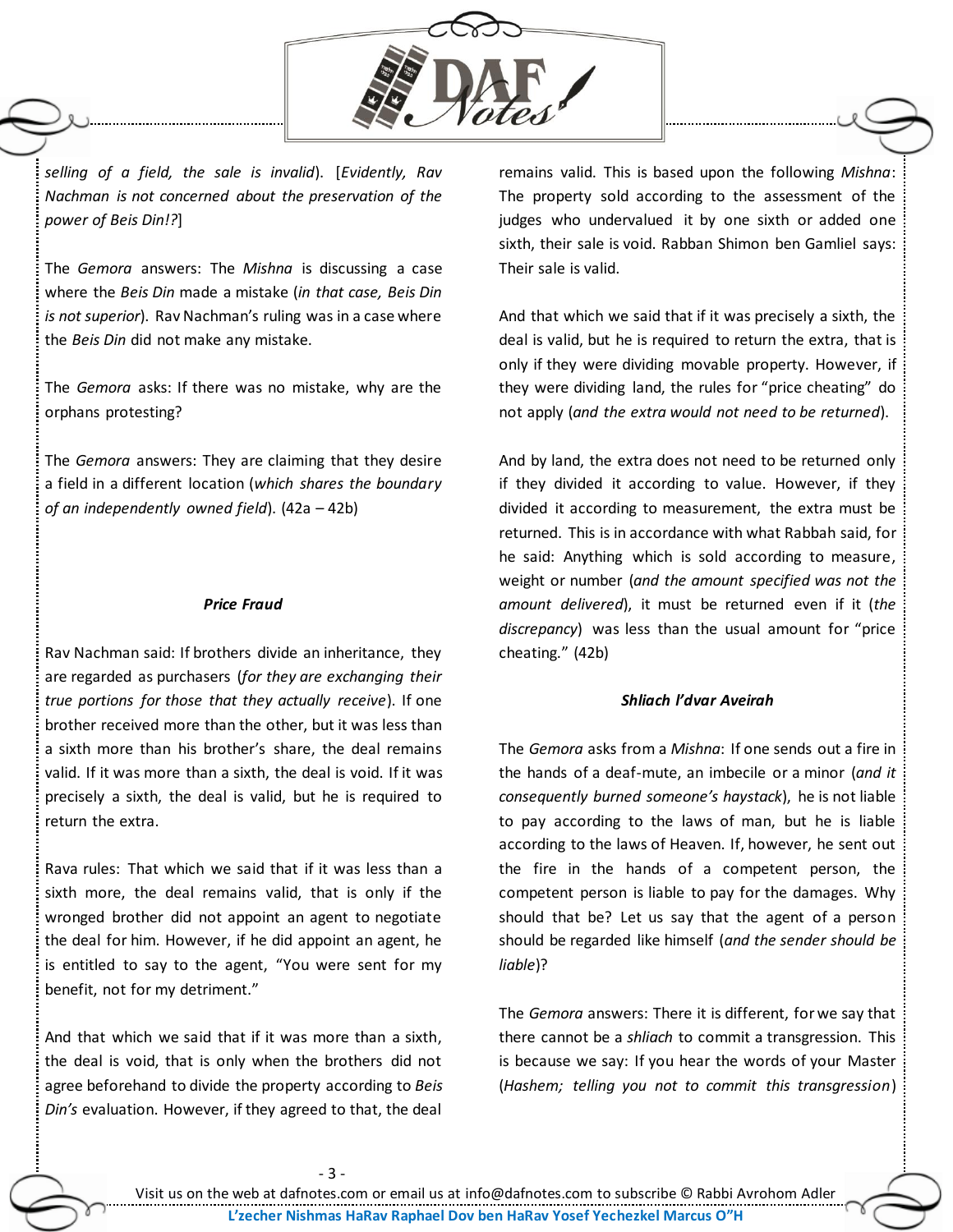*selling of a field, the sale is invalid*). [*Evidently, Rav Nachman is not concerned about the preservation of the power of Beis Din!?*]

The *Gemora* answers: The *Mishna* is discussing a case where the *Beis Din* made a mistake (*in that case, Beis Din is not superior*). Rav Nachman's ruling was in a case where the *Beis Din* did not make any mistake.

The *Gemora* asks: If there was no mistake, why are the orphans protesting?

The *Gemora* answers: They are claiming that they desire a field in a different location (*which shares the boundary of an independently owned field*). (42a – 42b)

### *Price Fraud*

Rav Nachman said: If brothers divide an inheritance, they are regarded as purchasers (*for they are exchanging their true portions for those that they actually receive*). If one brother received more than the other, but it was less than a sixth more than his brother's share, the deal remains valid. If it was more than a sixth, the deal is void. If it was precisely a sixth, the deal is valid, but he is required to return the extra.

Rava rules: That which we said that if it was less than a sixth more, the deal remains valid, that is only if the wronged brother did not appoint an agent to negotiate the deal for him. However, if he did appoint an agent, he is entitled to say to the agent, "You were sent for my benefit, not for my detriment."

And that which we said that if it was more than a sixth, the deal is void, that is only when the brothers did not agree beforehand to divide the property according to *Beis Din's* evaluation. However, if they agreed to that, the deal remains valid. This is based upon the following *Mishna*: The property sold according to the assessment of the judges who undervalued it by one sixth or added one sixth, their sale is void. Rabban Shimon ben Gamliel says: Their sale is valid.

And that which we said that if it was precisely a sixth, the deal is valid, but he is required to return the extra, that is only if they were dividing movable property. However, if they were dividing land, the rules for "price cheating" do not apply (*and the extra would not need to be returned*).

And by land, the extra does not need to be returned only if they divided it according to value. However, if they divided it according to measurement, the extra must be returned. This is in accordance with what Rabbah said, for he said: Anything which is sold according to measure, weight or number (*and the amount specified was not the amount delivered*), it must be returned even if it (*the discrepancy*) was less than the usual amount for "price cheating." (42b)

### *Shliach l'dvar Aveirah*

The *Gemora* asks from a *Mishna*: If one sends out a fire in the hands of a deaf-mute, an imbecile or a minor (*and it consequently burned someone's haystack*), he is not liable to pay according to the laws of man, but he is liable according to the laws of Heaven. If, however, he sent out the fire in the hands of a competent person, the competent person is liable to pay for the damages. Why should that be? Let us say that the agent of a person should be regarded like himself (*and the sender should be liable*)?

The *Gemora* answers: There it is different, for we say that there cannot be a *shliach* to commit a transgression. This is because we say: If you hear the words of your Master (*Hashem; telling you not to commit this transgression*)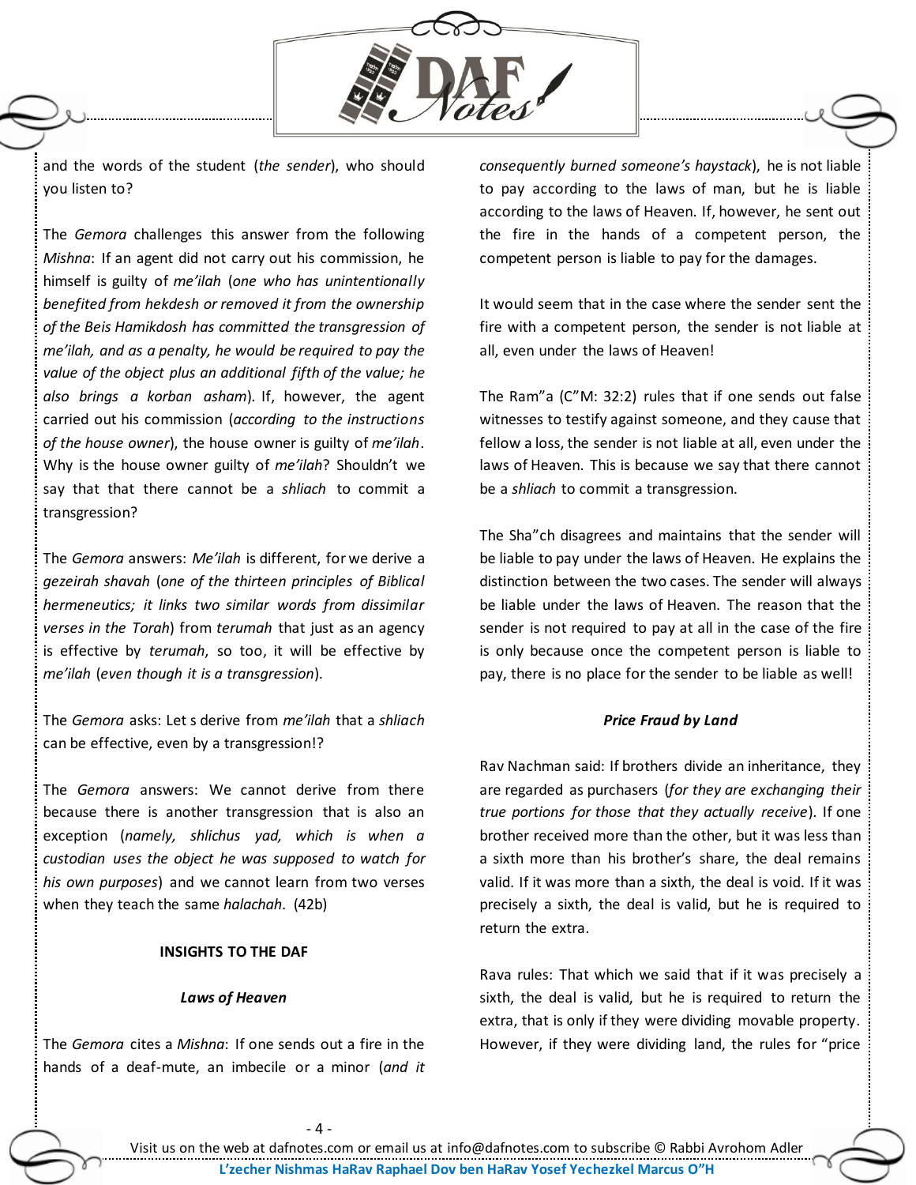and the words of the student (*the sender*), who should you listen to?

The *Gemora* challenges this answer from the following *Mishna*: If an agent did not carry out his commission, he himself is guilty of *me'ilah* (*one who has unintentionally benefited from hekdesh or removed it from the ownership of the Beis Hamikdosh has committed the transgression of me'ilah, and as a penalty, he would be required to pay the value of the object plus an additional fifth of the value; he also brings a korban asham*). If, however, the agent carried out his commission (*according to the instructions of the house owner*), the house owner is guilty of *me'ilah*. Why is the house owner guilty of *me'ilah*? Shouldn't we say that that there cannot be a *shliach* to commit a transgression?

The *Gemora* answers: *Me'ilah* is different, for we derive a *gezeirah shavah* (*one of the thirteen principles of Biblical hermeneutics; it links two similar words from dissimilar verses in the Torah*) from *terumah* that just as an agency is effective by *terumah*, so too, it will be effective by *me'ilah* (*even though it is a transgression*).

The *Gemora* asks: Let s derive from *me'ilah* that a *shliach* can be effective, even by a transgression!?

The *Gemora* answers: We cannot derive from there because there is another transgression that is also an exception (*namely, shlichus yad, which is when a custodian uses the object he was supposed to watch for his own purposes*) and we cannot learn from two verses when they teach the same *halachah*. (42b)

**INSIGHTS TO THE DAF**

***Laws of Heaven***

The *Gemora* cites a *Mishna*: If one sends out a fire in the hands of a deaf-mute, an imbecile or a minor (*and it consequently burned someone's haystack*), he is not liable to pay according to the laws of man, but he is liable according to the laws of Heaven. If, however, he sent out the fire in the hands of a competent person, the competent person is liable to pay for the damages.

It would seem that in the case where the sender sent the fire with a competent person, the sender is not liable at all, even under the laws of Heaven!

The Ram"a (C"M: 32:2) rules that if one sends out false witnesses to testify against someone, and they cause that fellow a loss, the sender is not liable at all, even under the laws of Heaven. This is because we say that there cannot be a *shliach* to commit a transgression.

The Sha"ch disagrees and maintains that the sender will be liable to pay under the laws of Heaven. He explains the distinction between the two cases. The sender will always be liable under the laws of Heaven. The reason that the sender is not required to pay at all in the case of the fire is only because once the competent person is liable to pay, there is no place for the sender to be liable as well!

***Price Fraud by Land***

Rav Nachman said: If brothers divide an inheritance, they are regarded as purchasers (*for they are exchanging their true portions for those that they actually receive*). If one brother received more than the other, but it was less than a sixth more than his brother's share, the deal remains valid. If it was more than a sixth, the deal is void. If it was precisely a sixth, the deal is valid, but he is required to return the extra.

Rava rules: That which we said that if it was precisely a sixth, the deal is valid, but he is required to return the extra, that is only if they were dividing movable property. However, if they were dividing land, the rules for "price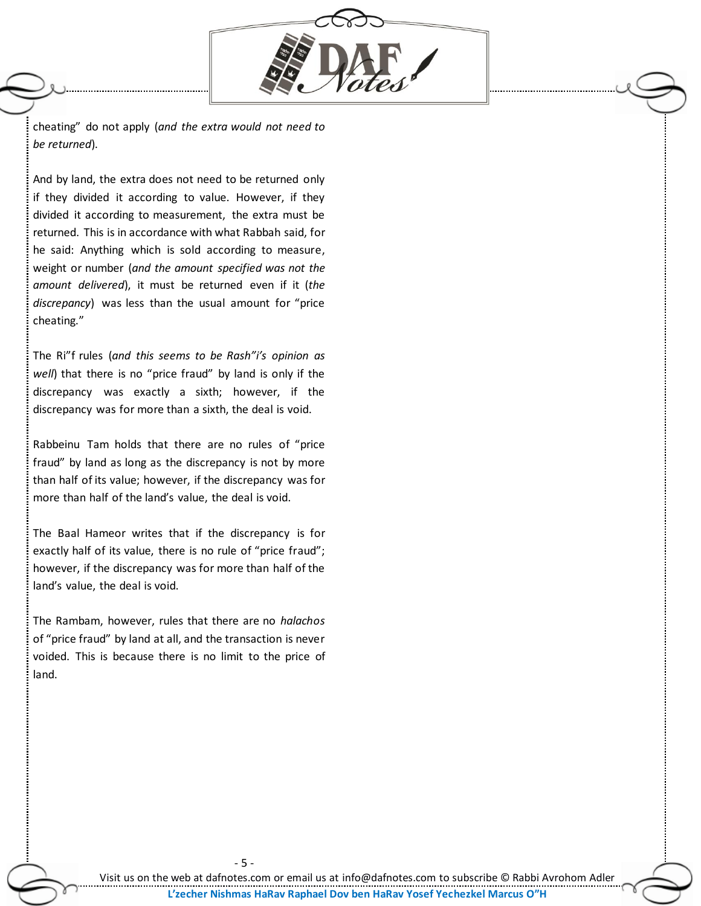cheating" do not apply (*and the extra would not need to be returned*).

And by land, the extra does not need to be returned only if they divided it according to value. However, if they divided it according to measurement, the extra must be returned. This is in accordance with what Rabbah said, for he said: Anything which is sold according to measure, weight or number (*and the amount specified was not the amount delivered*), it must be returned even if it (*the discrepancy*) was less than the usual amount for "price cheating."

The Ri"f rules (*and this seems to be Rash"i's opinion as well*) that there is no "price fraud" by land is only if the discrepancy was exactly a sixth; however, if the discrepancy was for more than a sixth, the deal is void.

Rabbeinu Tam holds that there are no rules of "price fraud" by land as long as the discrepancy is not by more than half of its value; however, if the discrepancy was for more than half of the land's value, the deal is void.

The Baal Hameor writes that if the discrepancy is for exactly half of its value, there is no rule of "price fraud"; however, if the discrepancy was for more than half of the land's value, the deal is void.

The Rambam, however, rules that there are no *halachos* of "price fraud" by land at all, and the transaction is never voided. This is because there is no limit to the price of land.